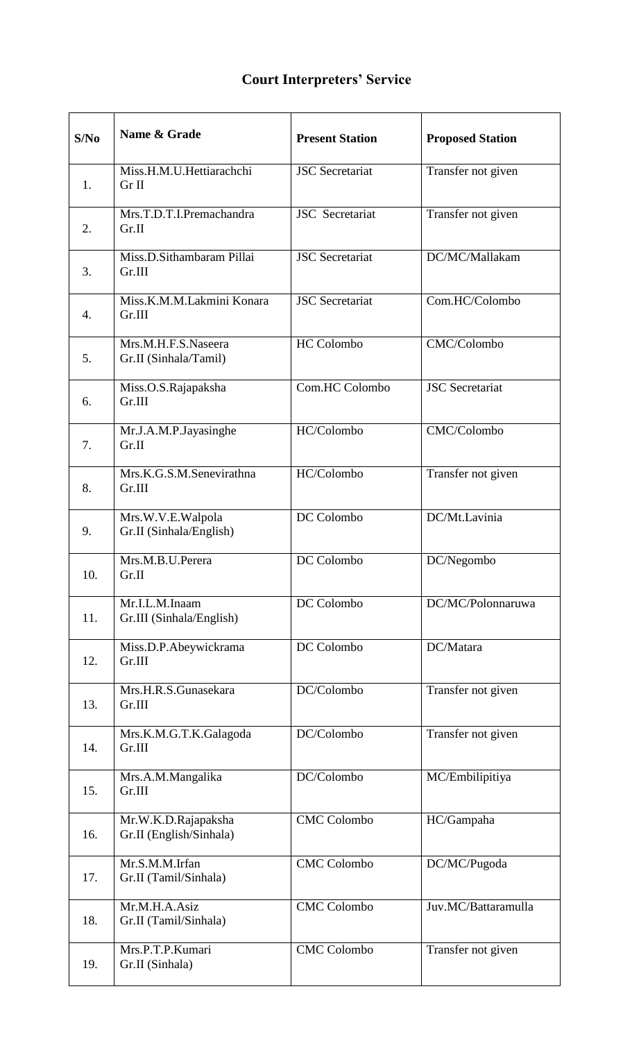# Court Interpreters' Service

| S/No | Name & Grade | Present Station | Proposed Station |
|---|---|---|---|
| 1. | Miss.H.M.U.Hettiarachchi Gr II | JSC Secretariat | Transfer not given |
| 2. | Mrs.T.D.T.I.Premachandra Gr.II | JSC Secretariat | Transfer not given |
| 3. | Miss.D.Sithambaram Pillai Gr.III | JSC Secretariat | DC/MC/Mallakam |
| 4. | Miss.K.M.M.Lakmini Konara Gr.III | JSC Secretariat | Com.HC/Colombo |
| 5. | Mrs.M.H.F.S.Naseera Gr.II (Sinhala/Tamil) | HC Colombo | CMC/Colombo |
| 6. | Miss.O.S.Rajapaksha Gr.III | Com.HC Colombo | JSC Secretariat |
| 7. | Mr.J.A.M.P.Jayasinghe Gr.II | HC/Colombo | CMC/Colombo |
| 8. | Mrs.K.G.S.M.Senevirathna Gr.III | HC/Colombo | Transfer not given |
| 9. | Mrs.W.V.E.Walpola Gr.II (Sinhala/English) | DC Colombo | DC/Mt.Lavinia |
| 10. | Mrs.M.B.U.Perera Gr.II | DC Colombo | DC/Negombo |
| 11. | Mr.I.L.M.Inaam Gr.III (Sinhala/English) | DC Colombo | DC/MC/Polonnaruwa |
| 12. | Miss.D.P.Abeywickrama Gr.III | DC Colombo | DC/Matara |
| 13. | Mrs.H.R.S.Gunasekara Gr.III | DC/Colombo | Transfer not given |
| 14. | Mrs.K.M.G.T.K.Galagoda Gr.III | DC/Colombo | Transfer not given |
| 15. | Mrs.A.M.Mangalika Gr.III | DC/Colombo | MC/Embilipitiya |
| 16. | Mr.W.K.D.Rajapaksha Gr.II (English/Sinhala) | CMC Colombo | HC/Gampaha |
| 17. | Mr.S.M.M.Irfan Gr.II (Tamil/Sinhala) | CMC Colombo | DC/MC/Pugoda |
| 18. | Mr.M.H.A.Asiz Gr.II (Tamil/Sinhala) | CMC Colombo | Juv.MC/Battaramulla |
| 19. | Mrs.P.T.P.Kumari Gr.II (Sinhala) | CMC Colombo | Transfer not given |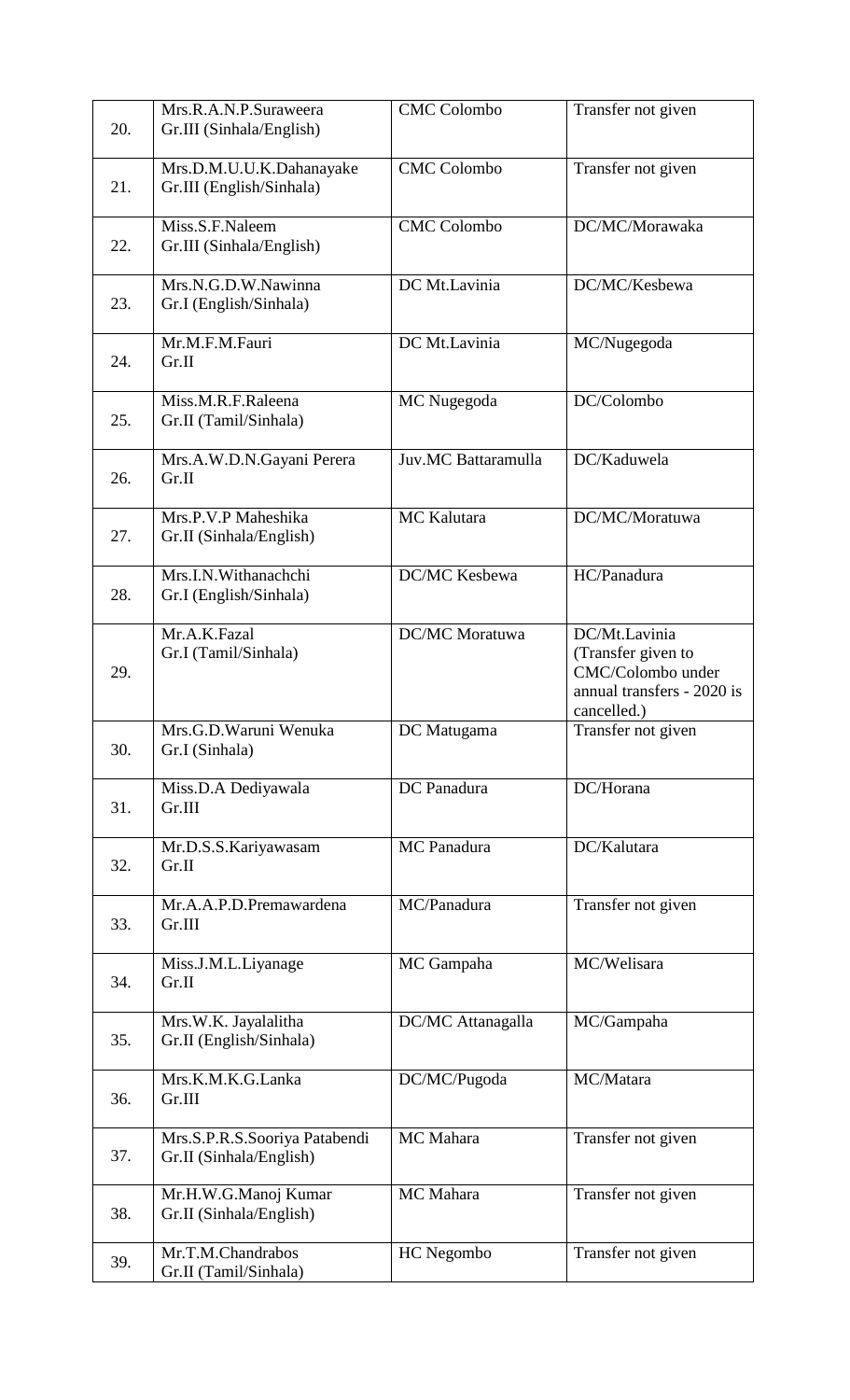| | | | |
|---|---|---|---|
| 20. | Mrs.R.A.N.P.Suraweera<br>Gr.III (Sinhala/English) | CMC Colombo | Transfer not given |
| 21. | Mrs.D.M.U.U.K.Dahanayake<br>Gr.III (English/Sinhala) | CMC Colombo | Transfer not given |
| 22. | Miss.S.F.Naleem<br>Gr.III (Sinhala/English) | CMC Colombo | DC/MC/Morawaka |
| 23. | Mrs.N.G.D.W.Nawinna<br>Gr.I (English/Sinhala) | DC Mt.Lavinia | DC/MC/Kesbewa |
| 24. | Mr.M.F.M.Fauri<br>Gr.II | DC Mt.Lavinia | MC/Nugegoda |
| 25. | Miss.M.R.F.Raleena<br>Gr.II (Tamil/Sinhala) | MC Nugegoda | DC/Colombo |
| 26. | Mrs.A.W.D.N.Gayani Perera<br>Gr.II | Juv.MC Battaramulla | DC/Kaduwela |
| 27. | Mrs.P.V.P Maheshika<br>Gr.II (Sinhala/English) | MC Kalutara | DC/MC/Moratuwa |
| 28. | Mrs.I.N.Withanachchi<br>Gr.I (English/Sinhala) | DC/MC Kesbewa | HC/Panadura |
| 29. | Mr.A.K.Fazal<br>Gr.I (Tamil/Sinhala) | DC/MC Moratuwa | DC/Mt.Lavinia<br>(Transfer given to CMC/Colombo under annual transfers - 2020 is cancelled.) |
| 30. | Mrs.G.D.Waruni Wenuka<br>Gr.I (Sinhala) | DC Matugama | Transfer not given |
| 31. | Miss.D.A Dediyawala<br>Gr.III | DC Panadura | DC/Horana |
| 32. | Mr.D.S.S.Kariyawasam<br>Gr.II | MC Panadura | DC/Kalutara |
| 33. | Mr.A.A.P.D.Premawardena<br>Gr.III | MC/Panadura | Transfer not given |
| 34. | Miss.J.M.L.Liyanage<br>Gr.II | MC Gampaha | MC/Welisara |
| 35. | Mrs.W.K. Jayalalitha<br>Gr.II (English/Sinhala) | DC/MC Attanagalla | MC/Gampaha |
| 36. | Mrs.K.M.K.G.Lanka<br>Gr.III | DC/MC/Pugoda | MC/Matara |
| 37. | Mrs.S.P.R.S.Sooriya Patabendi<br>Gr.II (Sinhala/English) | MC Mahara | Transfer not given |
| 38. | Mr.H.W.G.Manoj Kumar<br>Gr.II (Sinhala/English) | MC Mahara | Transfer not given |
| 39. | Mr.T.M.Chandrabos<br>Gr.II (Tamil/Sinhala) | HC Negombo | Transfer not given |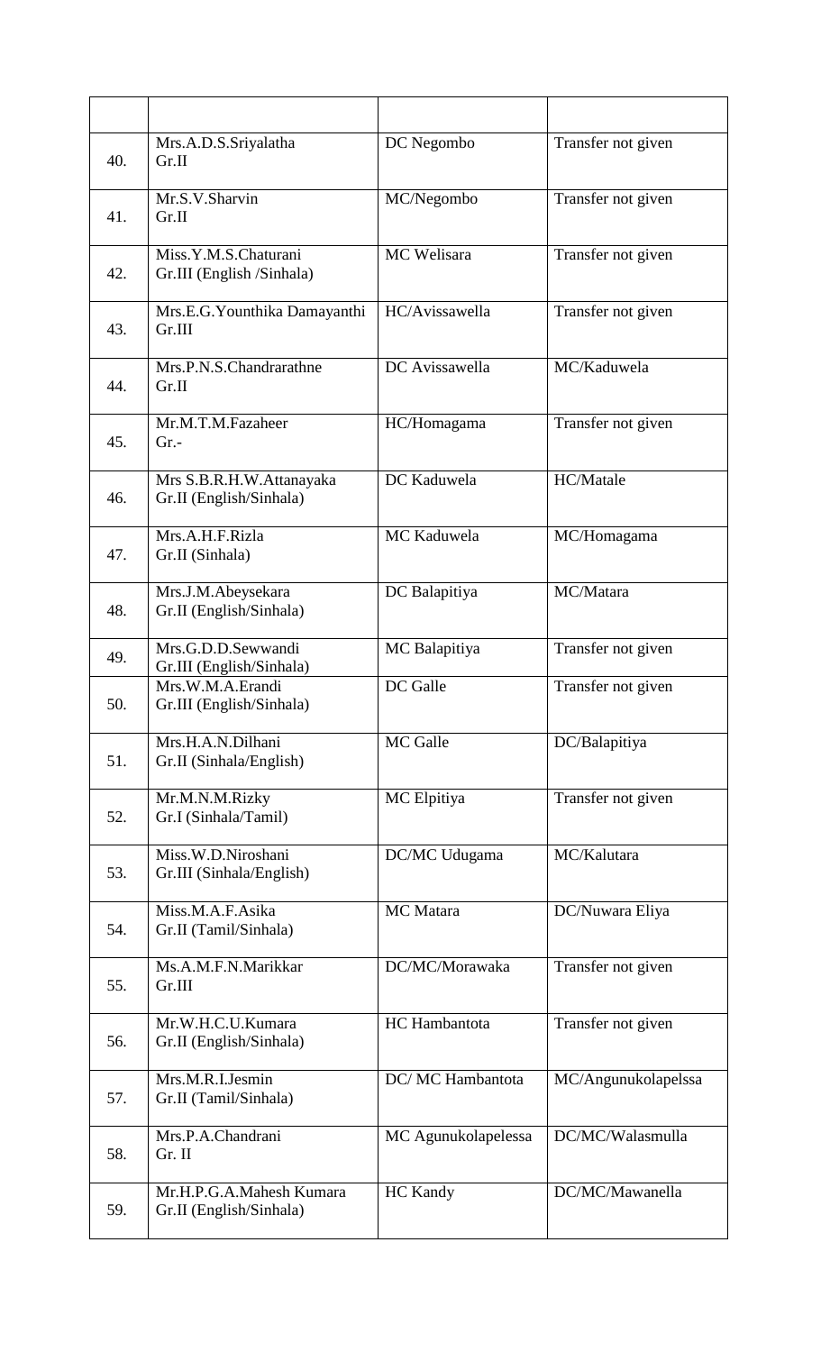| | | | |
|---|---|---|---|
| 40. | Mrs.A.D.S.Sriyalatha<br>Gr.II | DC Negombo | Transfer not given |
| 41. | Mr.S.V.Sharvin<br>Gr.II | MC/Negombo | Transfer not given |
| 42. | Miss.Y.M.S.Chaturani<br>Gr.III (English /Sinhala) | MC Welisara | Transfer not given |
| 43. | Mrs.E.G.Younthika Damayanthi<br>Gr.III | HC/Avissawella | Transfer not given |
| 44. | Mrs.P.N.S.Chandrarathne<br>Gr.II | DC Avissawella | MC/Kaduwela |
| 45. | Mr.M.T.M.Fazaheer<br>Gr.- | HC/Homagama | Transfer not given |
| 46. | Mrs S.B.R.H.W.Attanayaka<br>Gr.II (English/Sinhala) | DC Kaduwela | HC/Matale |
| 47. | Mrs.A.H.F.Rizla<br>Gr.II (Sinhala) | MC Kaduwela | MC/Homagama |
| 48. | Mrs.J.M.Abeysekara<br>Gr.II (English/Sinhala) | DC Balapitiya | MC/Matara |
| 49. | Mrs.G.D.D.Sewwandi<br>Gr.III (English/Sinhala) | MC Balapitiya | Transfer not given |
| 50. | Mrs.W.M.A.Erandi<br>Gr.III (English/Sinhala) | DC Galle | Transfer not given |
| 51. | Mrs.H.A.N.Dilhani<br>Gr.II (Sinhala/English) | MC Galle | DC/Balapitiya |
| 52. | Mr.M.N.M.Rizky<br>Gr.I (Sinhala/Tamil) | MC Elpitiya | Transfer not given |
| 53. | Miss.W.D.Niroshani<br>Gr.III (Sinhala/English) | DC/MC Udugama | MC/Kalutara |
| 54. | Miss.M.A.F.Asika<br>Gr.II (Tamil/Sinhala) | MC Matara | DC/Nuwara Eliya |
| 55. | Ms.A.M.F.N.Marikkar<br>Gr.III | DC/MC/Morawaka | Transfer not given |
| 56. | Mr.W.H.C.U.Kumara<br>Gr.II (English/Sinhala) | HC Hambantota | Transfer not given |
| 57. | Mrs.M.R.I.Jesmin<br>Gr.II (Tamil/Sinhala) | DC/ MC Hambantota | MC/Angunukolapelssa |
| 58. | Mrs.P.A.Chandrani<br>Gr. II | MC Agunukolapelessa | DC/MC/Walasmulla |
| 59. | Mr.H.P.G.A.Mahesh Kumara<br>Gr.II (English/Sinhala) | HC Kandy | DC/MC/Mawanella |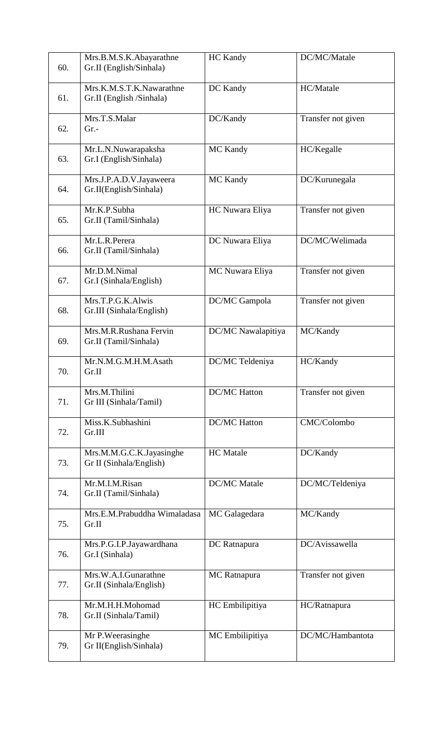| | | | |
|---|---|---|---|
| 60. | Mrs.B.M.S.K.Abayarathne<br>Gr.II (English/Sinhala) | HC Kandy | DC/MC/Matale |
| 61. | Mrs.K.M.S.T.K.Nawarathne<br>Gr.II (English /Sinhala) | DC Kandy | HC/Matale |
| 62. | Mrs.T.S.Malar<br>Gr.- | DC/Kandy | Transfer not given |
| 63. | Mr.L.N.Nuwarapaksha<br>Gr.I (English/Sinhala) | MC Kandy | HC/Kegalle |
| 64. | Mrs.J.P.A.D.V.Jayaweera<br>Gr.II(English/Sinhala) | MC Kandy | DC/Kurunegala |
| 65. | Mr.K.P.Subha<br>Gr.II (Tamil/Sinhala) | HC Nuwara Eliya | Transfer not given |
| 66. | Mr.L.R.Perera<br>Gr.II (Tamil/Sinhala) | DC Nuwara Eliya | DC/MC/Welimada |
| 67. | Mr.D.M.Nimal<br>Gr.I (Sinhala/English) | MC Nuwara Eliya | Transfer not given |
| 68. | Mrs.T.P.G.K.Alwis<br>Gr.III (Sinhala/English) | DC/MC Gampola | Transfer not given |
| 69. | Mrs.M.R.Rushana Fervin<br>Gr.II (Tamil/Sinhala) | DC/MC Nawalapitiya | MC/Kandy |
| 70. | Mr.N.M.G.M.H.M.Asath<br>Gr.II | DC/MC Teldeniya | HC/Kandy |
| 71. | Mrs.M.Thilini<br>Gr III (Sinhala/Tamil) | DC/MC Hatton | Transfer not given |
| 72. | Miss.K.Subhashini<br>Gr.III | DC/MC Hatton | CMC/Colombo |
| 73. | Mrs.M.M.G.C.K.Jayasinghe<br>Gr II (Sinhala/English) | HC Matale | DC/Kandy |
| 74. | Mr.M.I.M.Risan<br>Gr.II (Tamil/Sinhala) | DC/MC Matale | DC/MC/Teldeniya |
| 75. | Mrs.E.M.Prabuddha Wimaladasa<br>Gr.II | MC Galagedara | MC/Kandy |
| 76. | Mrs.P.G.I.P.Jayawardhana<br>Gr.I (Sinhala) | DC Ratnapura | DC/Avissawella |
| 77. | Mrs.W.A.I.Gunarathne<br>Gr.II (Sinhala/English) | MC Ratnapura | Transfer not given |
| 78. | Mr.M.H.H.Mohomad<br>Gr.II (Sinhala/Tamil) | HC Embilipitiya | HC/Ratnapura |
| 79. | Mr P.Weerasinghe<br>Gr II(English/Sinhala) | MC Embilipitiya | DC/MC/Hambantota |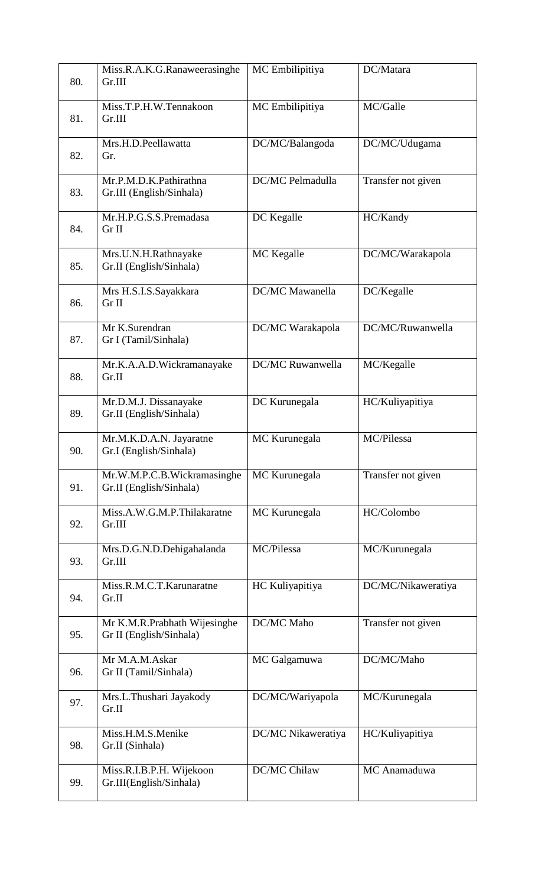| | | | |
|---|---|---|---|
| 80. | Miss.R.A.K.G.Ranaweerasinghe<br>Gr.III | MC Embilipitiya | DC/Matara |
| 81. | Miss.T.P.H.W.Tennakoon<br>Gr.III | MC Embilipitiya | MC/Galle |
| 82. | Mrs.H.D.Peellawatta<br>Gr. | DC/MC/Balangoda | DC/MC/Udugama |
| 83. | Mr.P.M.D.K.Pathirathna<br>Gr.III (English/Sinhala) | DC/MC Pelmadulla | Transfer not given |
| 84. | Mr.H.P.G.S.S.Premadasa<br>Gr II | DC Kegalle | HC/Kandy |
| 85. | Mrs.U.N.H.Rathnayake<br>Gr.II (English/Sinhala) | MC Kegalle | DC/MC/Warakapola |
| 86. | Mrs H.S.I.S.Sayakkara<br>Gr II | DC/MC Mawanella | DC/Kegalle |
| 87. | Mr K.Surendran<br>Gr I (Tamil/Sinhala) | DC/MC Warakapola | DC/MC/Ruwanwella |
| 88. | Mr.K.A.A.D.Wickramanayake<br>Gr.II | DC/MC Ruwanwella | MC/Kegalle |
| 89. | Mr.D.M.J. Dissanayake<br>Gr.II (English/Sinhala) | DC Kurunegala | HC/Kuliyapitiya |
| 90. | Mr.M.K.D.A.N. Jayaratne<br>Gr.I (English/Sinhala) | MC Kurunegala | MC/Pilessa |
| 91. | Mr.W.M.P.C.B.Wickramasinghe<br>Gr.II (English/Sinhala) | MC Kurunegala | Transfer not given |
| 92. | Miss.A.W.G.M.P.Thilakaratne<br>Gr.III | MC Kurunegala | HC/Colombo |
| 93. | Mrs.D.G.N.D.Dehigahalanda<br>Gr.III | MC/Pilessa | MC/Kurunegala |
| 94. | Miss.R.M.C.T.Karunaratne<br>Gr.II | HC Kuliyapitiya | DC/MC/Nikaweratiya |
| 95. | Mr K.M.R.Prabhath Wijesinghe<br>Gr II (English/Sinhala) | DC/MC Maho | Transfer not given |
| 96. | Mr M.A.M.Askar<br>Gr II (Tamil/Sinhala) | MC Galgamuwa | DC/MC/Maho |
| 97. | Mrs.L.Thushari Jayakody<br>Gr.II | DC/MC/Wariyapola | MC/Kurunegala |
| 98. | Miss.H.M.S.Menike<br>Gr.II (Sinhala) | DC/MC Nikaweratiya | HC/Kuliyapitiya |
| 99. | Miss.R.I.B.P.H. Wijekoon<br>Gr.III(English/Sinhala) | DC/MC Chilaw | MC Anamaduwa |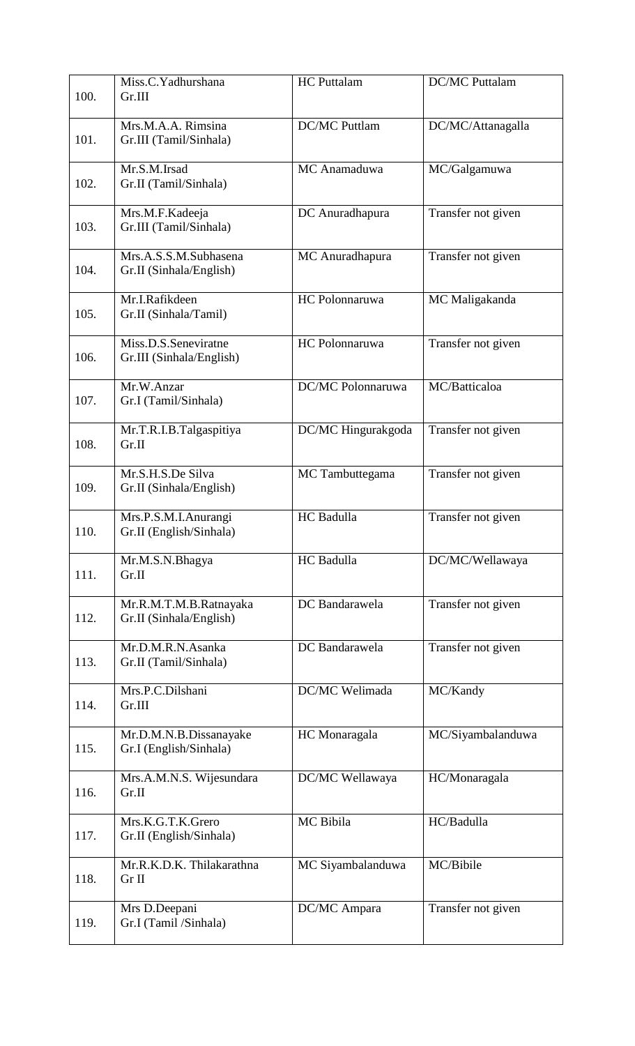| | | | |
|---|---|---|---|
| 100. | Miss.C.Yadhurshana<br>Gr.III | HC Puttalam | DC/MC Puttalam |
| 101. | Mrs.M.A.A. Rimsina<br>Gr.III (Tamil/Sinhala) | DC/MC Puttlam | DC/MC/Attanagalla |
| 102. | Mr.S.M.Irsad<br>Gr.II (Tamil/Sinhala) | MC Anamaduwa | MC/Galgamuwa |
| 103. | Mrs.M.F.Kadeeja<br>Gr.III (Tamil/Sinhala) | DC Anuradhapura | Transfer not given |
| 104. | Mrs.A.S.S.M.Subhasena<br>Gr.II (Sinhala/English) | MC Anuradhapura | Transfer not given |
| 105. | Mr.I.Rafikdeen<br>Gr.II (Sinhala/Tamil) | HC Polonnaruwa | MC Maligakanda |
| 106. | Miss.D.S.Seneviratne<br>Gr.III (Sinhala/English) | HC Polonnaruwa | Transfer not given |
| 107. | Mr.W.Anzar<br>Gr.I (Tamil/Sinhala) | DC/MC Polonnaruwa | MC/Batticaloa |
| 108. | Mr.T.R.I.B.Talgaspitiya<br>Gr.II | DC/MC Hingurakgoda | Transfer not given |
| 109. | Mr.S.H.S.De Silva<br>Gr.II (Sinhala/English) | MC Tambuttegama | Transfer not given |
| 110. | Mrs.P.S.M.I.Anurangi<br>Gr.II (English/Sinhala) | HC Badulla | Transfer not given |
| 111. | Mr.M.S.N.Bhagya<br>Gr.II | HC Badulla | DC/MC/Wellawaya |
| 112. | Mr.R.M.T.M.B.Ratnayaka<br>Gr.II (Sinhala/English) | DC Bandarawela | Transfer not given |
| 113. | Mr.D.M.R.N.Asanka<br>Gr.II (Tamil/Sinhala) | DC Bandarawela | Transfer not given |
| 114. | Mrs.P.C.Dilshani<br>Gr.III | DC/MC Welimada | MC/Kandy |
| 115. | Mr.D.M.N.B.Dissanayake<br>Gr.I (English/Sinhala) | HC Monaragala | MC/Siyambalanduwa |
| 116. | Mrs.A.M.N.S. Wijesundara<br>Gr.II | DC/MC Wellawaya | HC/Monaragala |
| 117. | Mrs.K.G.T.K.Grero<br>Gr.II (English/Sinhala) | MC Bibila | HC/Badulla |
| 118. | Mr.R.K.D.K. Thilakarathna<br>Gr II | MC Siyambalanduwa | MC/Bibile |
| 119. | Mrs D.Deepani<br>Gr.I (Tamil /Sinhala) | DC/MC Ampara | Transfer not given |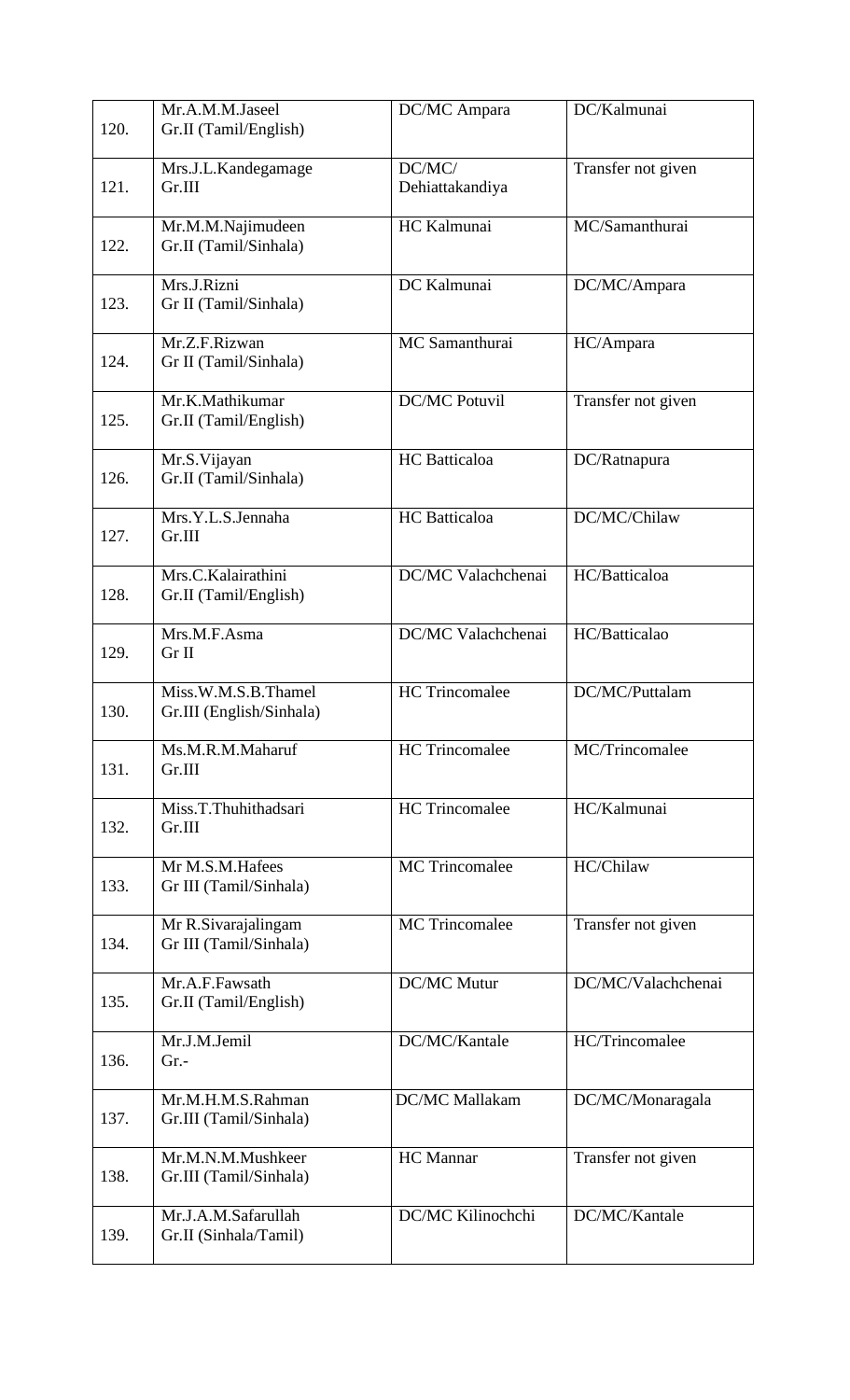| | | | |
|---|---|---|---|
| 120. | Mr.A.M.M.Jaseel<br>Gr.II (Tamil/English) | DC/MC Ampara | DC/Kalmunai |
| 121. | Mrs.J.L.Kandegamage<br>Gr.III | DC/MC/<br>Dehiattakandiya | Transfer not given |
| 122. | Mr.M.M.Najimudeen<br>Gr.II (Tamil/Sinhala) | HC Kalmunai | MC/Samanthurai |
| 123. | Mrs.J.Rizni<br>Gr II (Tamil/Sinhala) | DC Kalmunai | DC/MC/Ampara |
| 124. | Mr.Z.F.Rizwan<br>Gr II (Tamil/Sinhala) | MC Samanthurai | HC/Ampara |
| 125. | Mr.K.Mathikumar<br>Gr.II (Tamil/English) | DC/MC Potuvil | Transfer not given |
| 126. | Mr.S.Vijayan<br>Gr.II (Tamil/Sinhala) | HC Batticaloa | DC/Ratnapura |
| 127. | Mrs.Y.L.S.Jennaha<br>Gr.III | HC Batticaloa | DC/MC/Chilaw |
| 128. | Mrs.C.Kalairathini<br>Gr.II (Tamil/English) | DC/MC Valachchenai | HC/Batticaloa |
| 129. | Mrs.M.F.Asma<br>Gr II | DC/MC Valachchenai | HC/Batticalao |
| 130. | Miss.W.M.S.B.Thamel<br>Gr.III (English/Sinhala) | HC Trincomalee | DC/MC/Puttalam |
| 131. | Ms.M.R.M.Maharuf<br>Gr.III | HC Trincomalee | MC/Trincomalee |
| 132. | Miss.T.Thuhithadsari<br>Gr.III | HC Trincomalee | HC/Kalmunai |
| 133. | Mr M.S.M.Hafees<br>Gr III (Tamil/Sinhala) | MC Trincomalee | HC/Chilaw |
| 134. | Mr R.Sivarajalingam<br>Gr III (Tamil/Sinhala) | MC Trincomalee | Transfer not given |
| 135. | Mr.A.F.Fawsath<br>Gr.II (Tamil/English) | DC/MC Mutur | DC/MC/Valachchenai |
| 136. | Mr.J.M.Jemil<br>Gr.- | DC/MC/Kantale | HC/Trincomalee |
| 137. | Mr.M.H.M.S.Rahman<br>Gr.III (Tamil/Sinhala) | DC/MC Mallakam | DC/MC/Monaragala |
| 138. | Mr.M.N.M.Mushkeer<br>Gr.III (Tamil/Sinhala) | HC Mannar | Transfer not given |
| 139. | Mr.J.A.M.Safarullah<br>Gr.II (Sinhala/Tamil) | DC/MC Kilinochchi | DC/MC/Kantale |